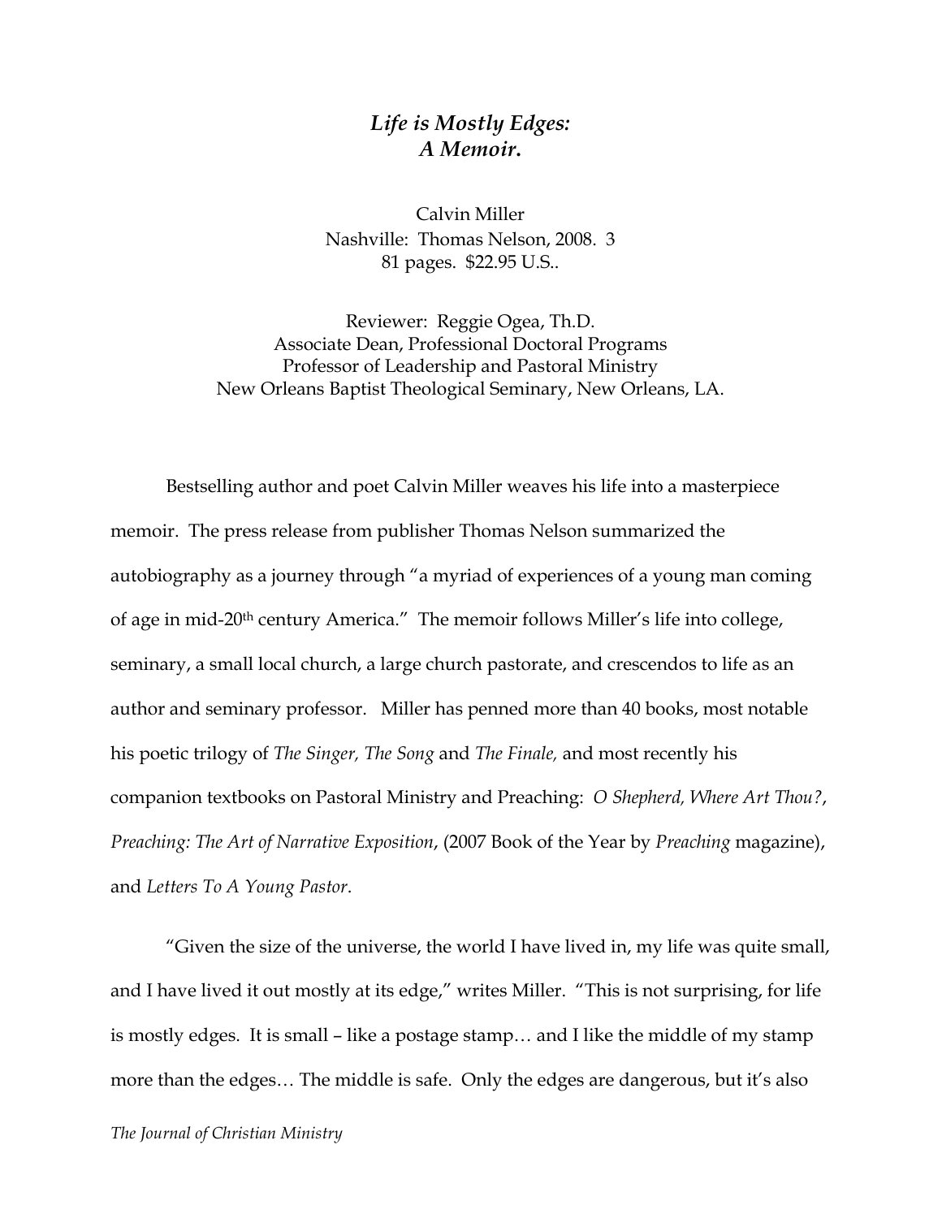# *Life is Mostly Edges: A Memoir.*

Calvin Miller
Nashville: Thomas Nelson, 2008. 3
81 pages. $22.95 U.S..

Reviewer: Reggie Ogea, Th.D.
Associate Dean, Professional Doctoral Programs
Professor of Leadership and Pastoral Ministry
New Orleans Baptist Theological Seminary, New Orleans, LA.

Bestselling author and poet Calvin Miller weaves his life into a masterpiece memoir. The press release from publisher Thomas Nelson summarized the autobiography as a journey through "a myriad of experiences of a young man coming of age in mid-20th century America." The memoir follows Miller's life into college, seminary, a small local church, a large church pastorate, and crescendos to life as an author and seminary professor. Miller has penned more than 40 books, most notable his poetic trilogy of *The Singer, The Song* and *The Finale,* and most recently his companion textbooks on Pastoral Ministry and Preaching: *O Shepherd, Where Art Thou?*, *Preaching: The Art of Narrative Exposition*, (2007 Book of the Year by *Preaching* magazine), and *Letters To A Young Pastor*.

"Given the size of the universe, the world I have lived in, my life was quite small, and I have lived it out mostly at its edge," writes Miller. "This is not surprising, for life is mostly edges. It is small – like a postage stamp… and I like the middle of my stamp more than the edges… The middle is safe. Only the edges are dangerous, but it's also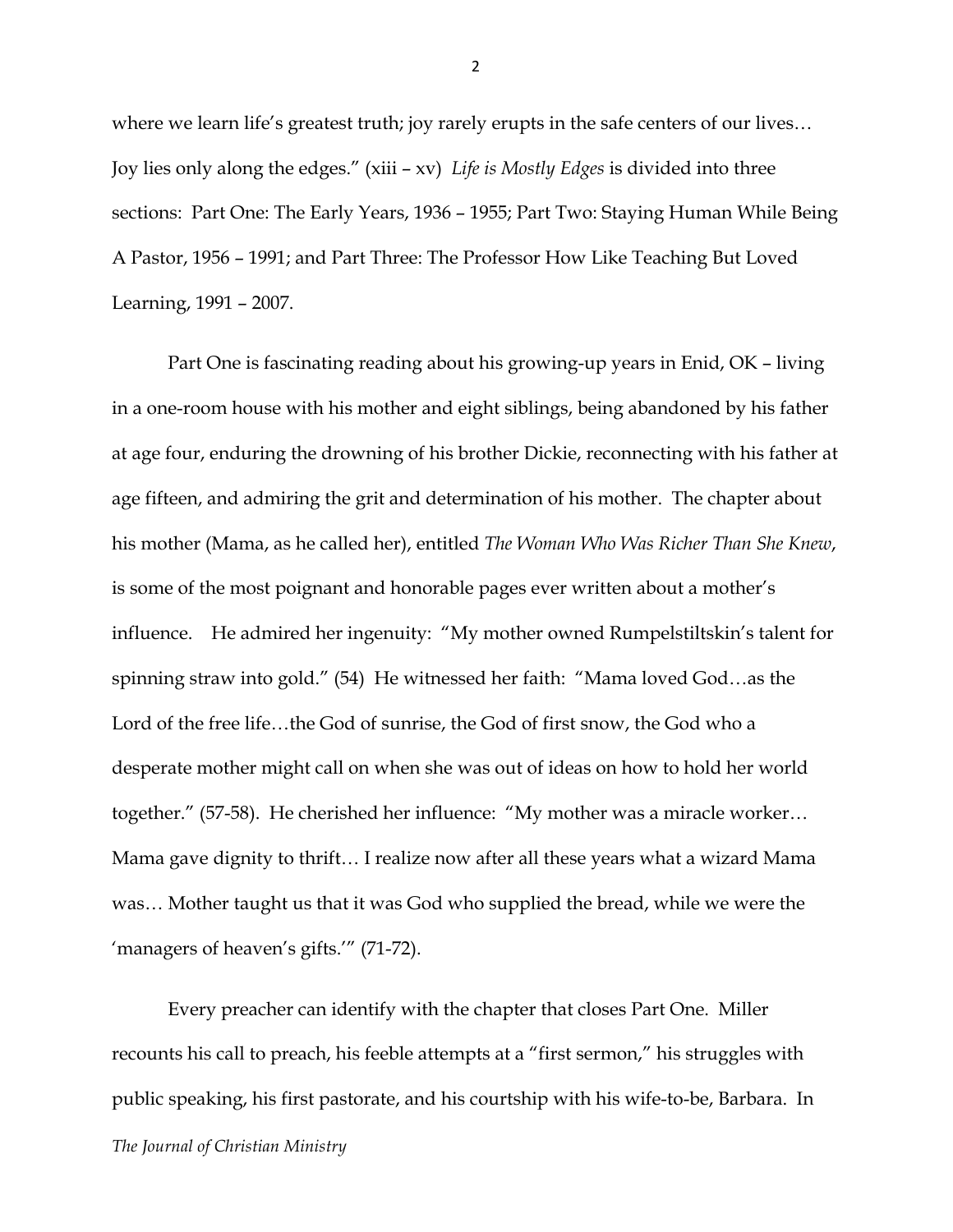where we learn life's greatest truth; joy rarely erupts in the safe centers of our lives… Joy lies only along the edges." (xiii – xv) *Life is Mostly Edges* is divided into three sections: Part One: The Early Years, 1936 – 1955; Part Two: Staying Human While Being A Pastor, 1956 – 1991; and Part Three: The Professor How Like Teaching But Loved Learning, 1991 – 2007.

Part One is fascinating reading about his growing-up years in Enid, OK – living in a one-room house with his mother and eight siblings, being abandoned by his father at age four, enduring the drowning of his brother Dickie, reconnecting with his father at age fifteen, and admiring the grit and determination of his mother. The chapter about his mother (Mama, as he called her), entitled *The Woman Who Was Richer Than She Knew*, is some of the most poignant and honorable pages ever written about a mother's influence. He admired her ingenuity: "My mother owned Rumpelstiltskin's talent for spinning straw into gold." (54) He witnessed her faith: "Mama loved God…as the Lord of the free life…the God of sunrise, the God of first snow, the God who a desperate mother might call on when she was out of ideas on how to hold her world together." (57-58). He cherished her influence: "My mother was a miracle worker… Mama gave dignity to thrift… I realize now after all these years what a wizard Mama was… Mother taught us that it was God who supplied the bread, while we were the 'managers of heaven's gifts.'" (71-72).

Every preacher can identify with the chapter that closes Part One. Miller recounts his call to preach, his feeble attempts at a "first sermon," his struggles with public speaking, his first pastorate, and his courtship with his wife-to-be, Barbara. In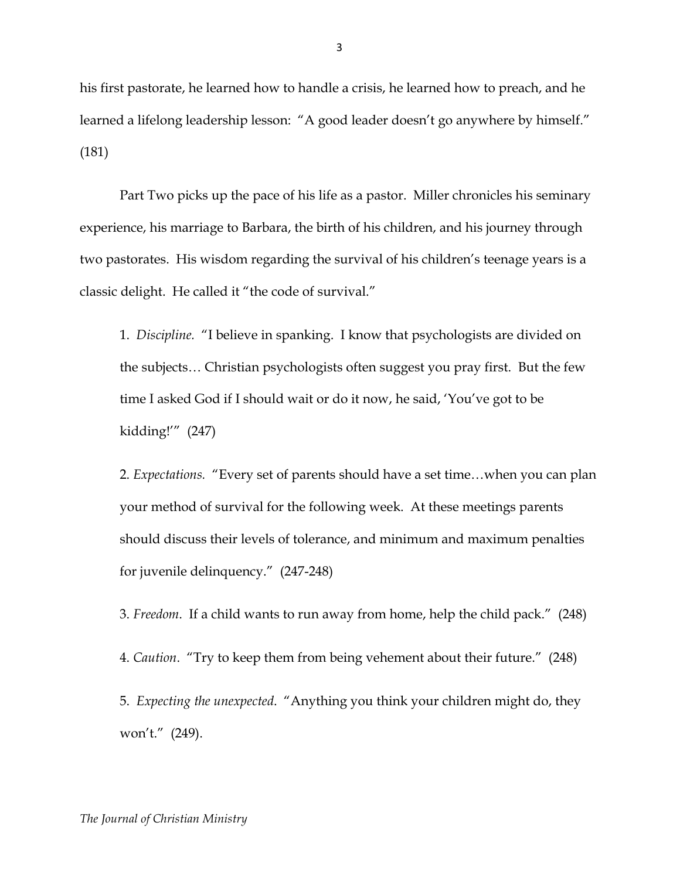his first pastorate, he learned how to handle a crisis, he learned how to preach, and he learned a lifelong leadership lesson: "A good leader doesn't go anywhere by himself." (181)

Part Two picks up the pace of his life as a pastor. Miller chronicles his seminary experience, his marriage to Barbara, the birth of his children, and his journey through two pastorates. His wisdom regarding the survival of his children's teenage years is a classic delight. He called it "the code of survival."

> 1. *Discipline.* "I believe in spanking. I know that psychologists are divided on the subjects… Christian psychologists often suggest you pray first. But the few time I asked God if I should wait or do it now, he said, 'You've got to be kidding!'" (247)
>
> 2. *Expectations.* "Every set of parents should have a set time…when you can plan your method of survival for the following week. At these meetings parents should discuss their levels of tolerance, and minimum and maximum penalties for juvenile delinquency." (247-248)
>
> 3. *Freedom*. If a child wants to run away from home, help the child pack." (248)
>
> 4. *Caution*. "Try to keep them from being vehement about their future." (248)
>
> 5. *Expecting the unexpected.* "Anything you think your children might do, they won't." (249).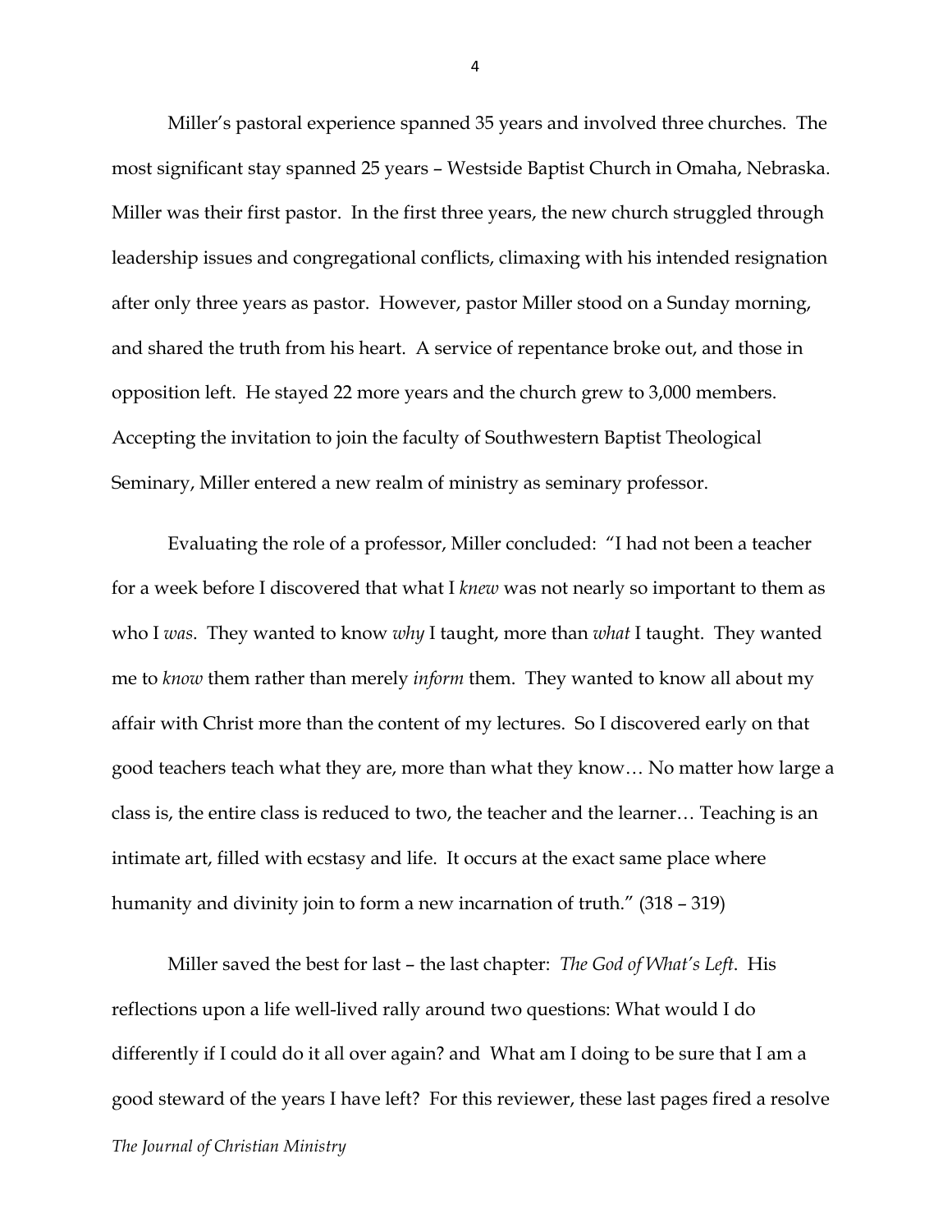Miller's pastoral experience spanned 35 years and involved three churches. The most significant stay spanned 25 years – Westside Baptist Church in Omaha, Nebraska. Miller was their first pastor. In the first three years, the new church struggled through leadership issues and congregational conflicts, climaxing with his intended resignation after only three years as pastor. However, pastor Miller stood on a Sunday morning, and shared the truth from his heart. A service of repentance broke out, and those in opposition left. He stayed 22 more years and the church grew to 3,000 members. Accepting the invitation to join the faculty of Southwestern Baptist Theological Seminary, Miller entered a new realm of ministry as seminary professor.

Evaluating the role of a professor, Miller concluded: "I had not been a teacher for a week before I discovered that what I *knew* was not nearly so important to them as who I *was*. They wanted to know *why* I taught, more than *what* I taught. They wanted me to *know* them rather than merely *inform* them. They wanted to know all about my affair with Christ more than the content of my lectures. So I discovered early on that good teachers teach what they are, more than what they know… No matter how large a class is, the entire class is reduced to two, the teacher and the learner… Teaching is an intimate art, filled with ecstasy and life. It occurs at the exact same place where humanity and divinity join to form a new incarnation of truth." (318 – 319)

Miller saved the best for last – the last chapter: *The God of What's Left*. His reflections upon a life well-lived rally around two questions: What would I do differently if I could do it all over again? and What am I doing to be sure that I am a good steward of the years I have left? For this reviewer, these last pages fired a resolve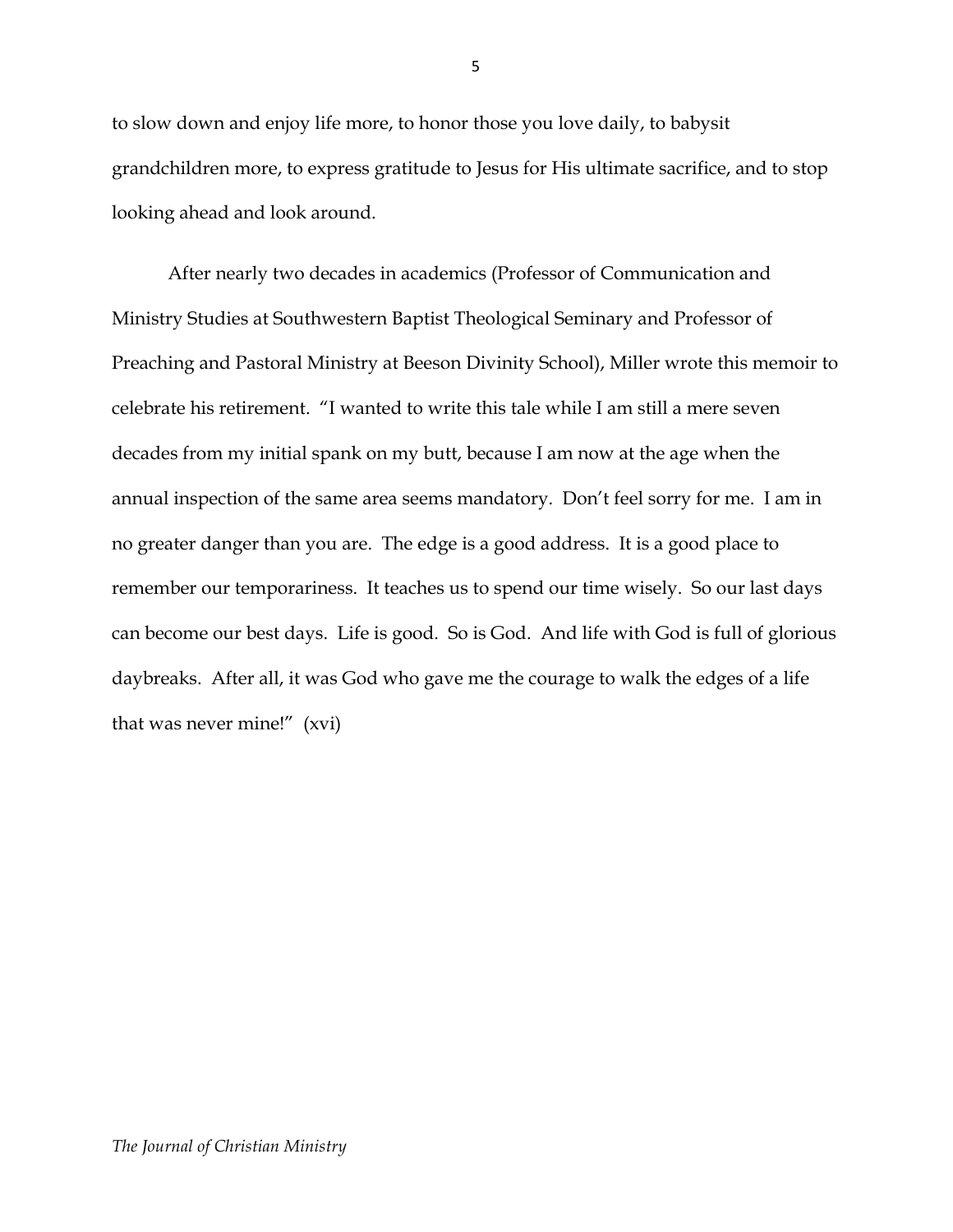to slow down and enjoy life more, to honor those you love daily, to babysit grandchildren more, to express gratitude to Jesus for His ultimate sacrifice, and to stop looking ahead and look around.

After nearly two decades in academics (Professor of Communication and Ministry Studies at Southwestern Baptist Theological Seminary and Professor of Preaching and Pastoral Ministry at Beeson Divinity School), Miller wrote this memoir to celebrate his retirement. "I wanted to write this tale while I am still a mere seven decades from my initial spank on my butt, because I am now at the age when the annual inspection of the same area seems mandatory. Don't feel sorry for me. I am in no greater danger than you are. The edge is a good address. It is a good place to remember our temporariness. It teaches us to spend our time wisely. So our last days can become our best days. Life is good. So is God. And life with God is full of glorious daybreaks. After all, it was God who gave me the courage to walk the edges of a life that was never mine!" (xvi)